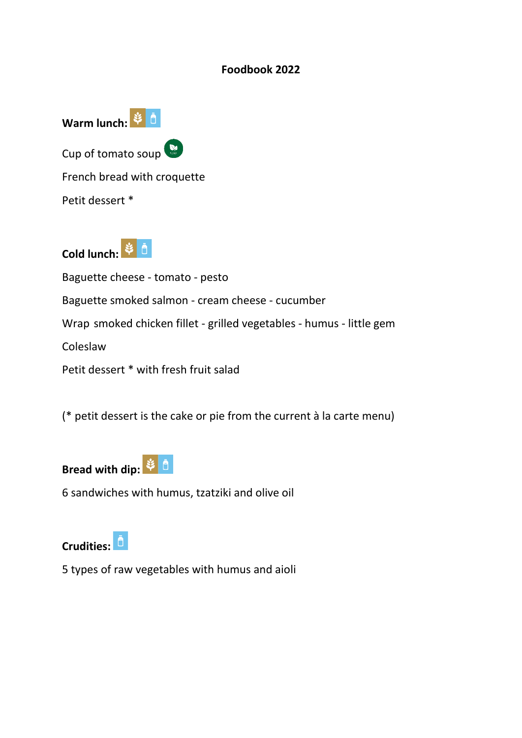# Foodbook 2022

**Warm lunch:**

Cup of tomato soup

French bread with croquette

Petit dessert *

**Cold lunch:**

Baguette cheese - tomato - pesto

Baguette smoked salmon - cream cheese - cucumber

Wrap smoked chicken fillet - grilled vegetables - humus - little gem

Coleslaw

Petit dessert * with fresh fruit salad

(* petit dessert is the cake or pie from the current à la carte menu)

**Bread with dip:**

6 sandwiches with humus, tzatziki and olive oil

**Crudities:**

5 types of raw vegetables with humus and aioli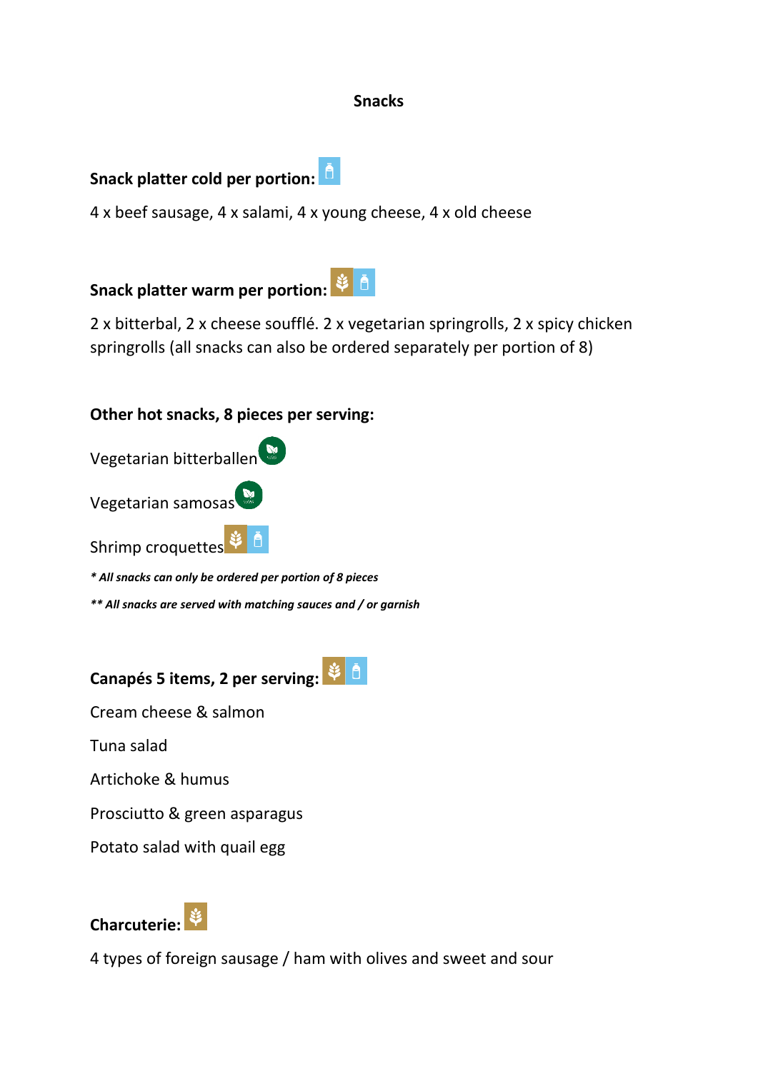## Snacks

**Snack platter cold per portion:**

4 x beef sausage, 4 x salami, 4 x young cheese, 4 x old cheese

**Snack platter warm per portion:**

2 x bitterbal, 2 x cheese soufflé. 2 x vegetarian springrolls, 2 x spicy chicken springrolls (all snacks can also be ordered separately per portion of 8)

**Other hot snacks, 8 pieces per serving:**

Vegetarian bitterballen

Vegetarian samosas

Shrimp croquettes

***** All snacks can only be ordered per portion of 8 pieces*

***** All snacks are served with matching sauces and / or garnish*

**Canapés 5 items, 2 per serving:**

Cream cheese & salmon

Tuna salad

Artichoke & humus

Prosciutto & green asparagus

Potato salad with quail egg

**Charcuterie:**

4 types of foreign sausage / ham with olives and sweet and sour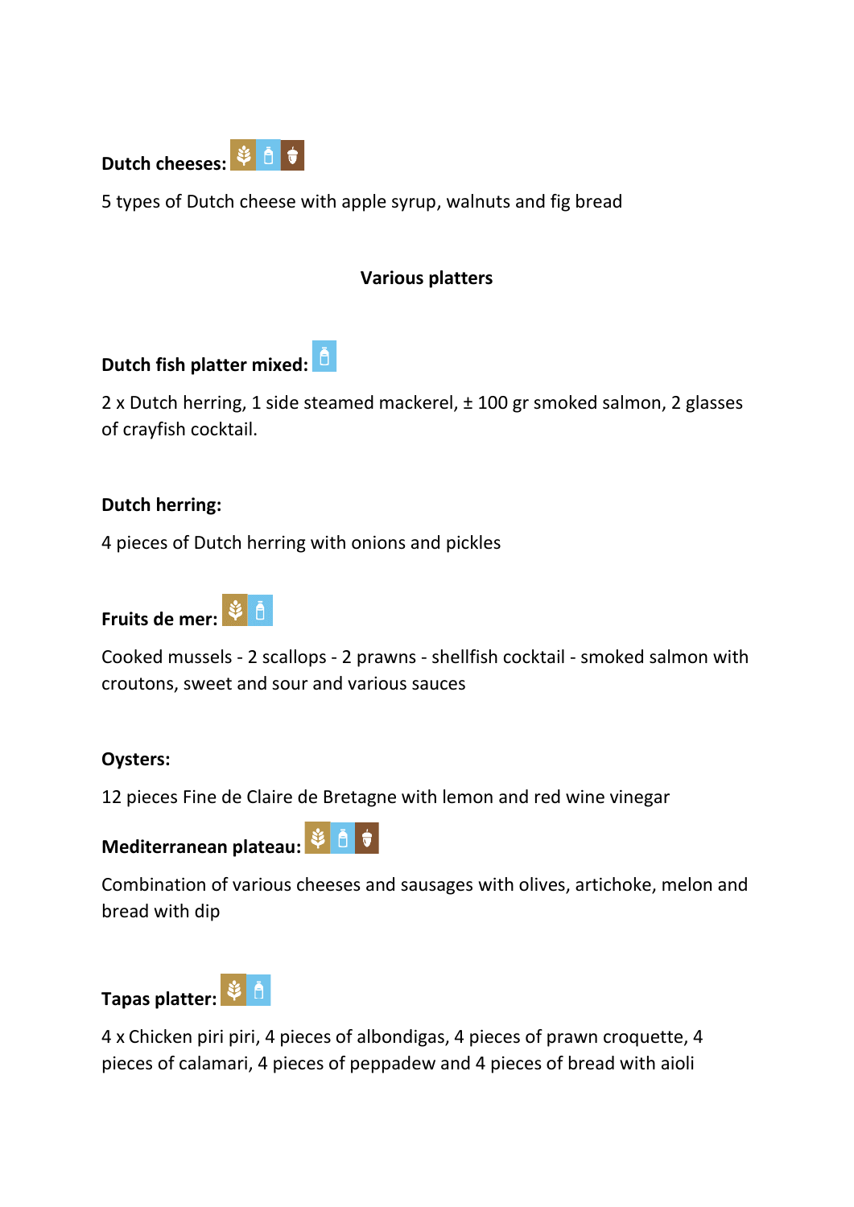**Dutch cheeses:**

5 types of Dutch cheese with apple syrup, walnuts and fig bread

## Various platters

**Dutch fish platter mixed:**

2 x Dutch herring, 1 side steamed mackerel, ± 100 gr smoked salmon, 2 glasses of crayfish cocktail.

**Dutch herring:**

4 pieces of Dutch herring with onions and pickles

**Fruits de mer:**

Cooked mussels - 2 scallops - 2 prawns - shellfish cocktail - smoked salmon with croutons, sweet and sour and various sauces

**Oysters:**

12 pieces Fine de Claire de Bretagne with lemon and red wine vinegar

**Mediterranean plateau:**

Combination of various cheeses and sausages with olives, artichoke, melon and bread with dip

**Tapas platter:**

4 x Chicken piri piri, 4 pieces of albondigas, 4 pieces of prawn croquette, 4 pieces of calamari, 4 pieces of peppadew and 4 pieces of bread with aioli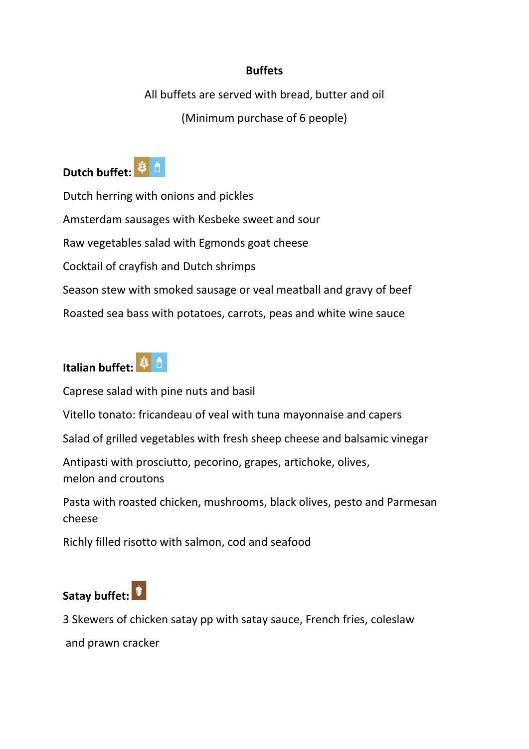## Buffets

All buffets are served with bread, butter and oil

(Minimum purchase of 6 people)

**Dutch buffet:**

Dutch herring with onions and pickles

Amsterdam sausages with Kesbeke sweet and sour

Raw vegetables salad with Egmonds goat cheese

Cocktail of crayfish and Dutch shrimps

Season stew with smoked sausage or veal meatball and gravy of beef

Roasted sea bass with potatoes, carrots, peas and white wine sauce

**Italian buffet:**

Caprese salad with pine nuts and basil

Vitello tonato: fricandeau of veal with tuna mayonnaise and capers

Salad of grilled vegetables with fresh sheep cheese and balsamic vinegar

Antipasti with prosciutto, pecorino, grapes, artichoke, olives, melon and croutons

Pasta with roasted chicken, mushrooms, black olives, pesto and Parmesan cheese

Richly filled risotto with salmon, cod and seafood

**Satay buffet:**

3 Skewers of chicken satay pp with satay sauce, French fries, coleslaw and prawn cracker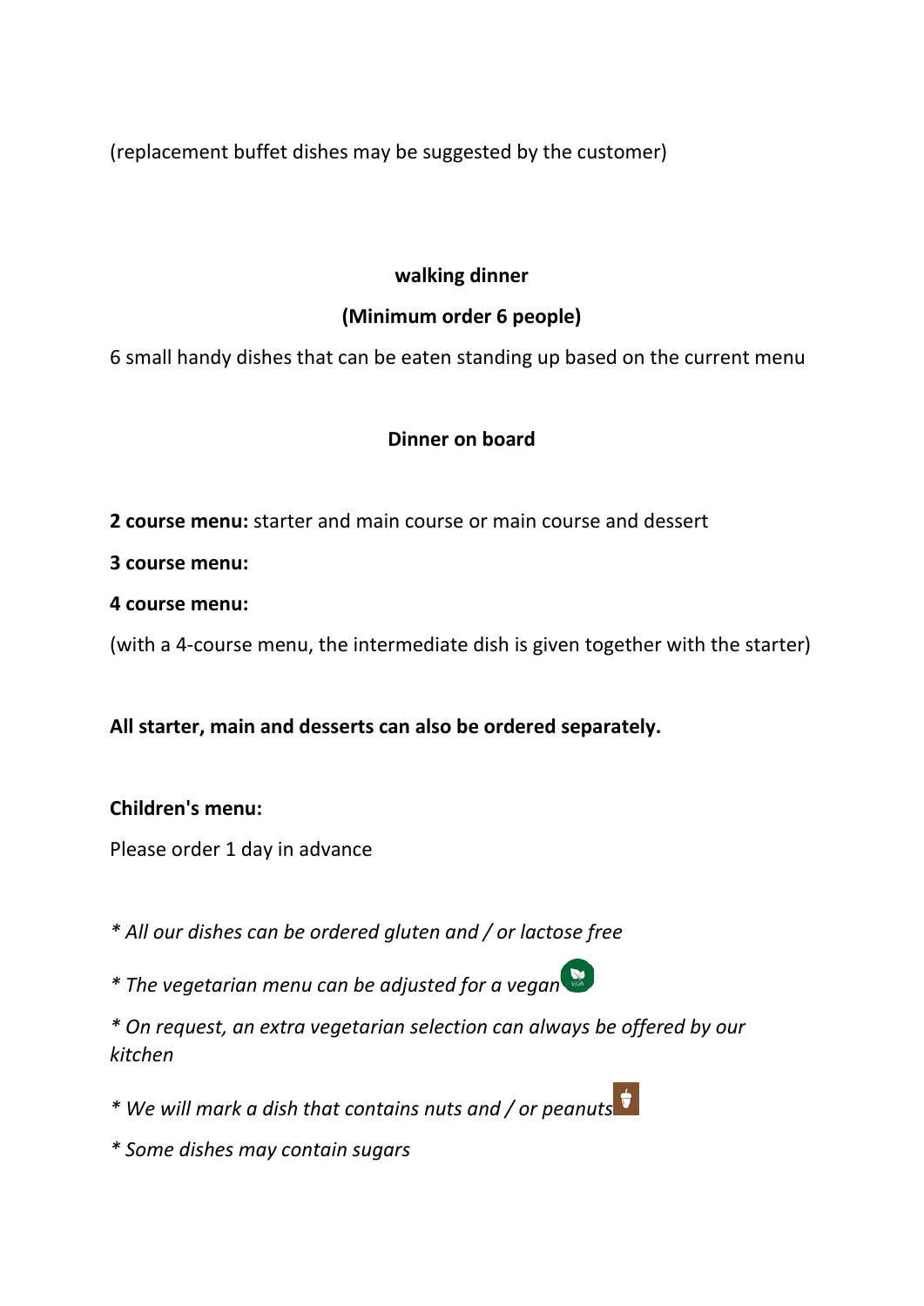(replacement buffet dishes may be suggested by the customer)

## walking dinner

## (Minimum order 6 people)

6 small handy dishes that can be eaten standing up based on the current menu

## Dinner on board

**2 course menu:** starter and main course or main course and dessert

**3 course menu:**

**4 course menu:**

(with a 4-course menu, the intermediate dish is given together with the starter)

**All starter, main and desserts can also be ordered separately.**

**Children's menu:**

Please order 1 day in advance

*\* All our dishes can be ordered gluten and / or lactose free*

*\* The vegetarian menu can be adjusted for a vegan*

*\* On request, an extra vegetarian selection can always be offered by our kitchen*

*\* We will mark a dish that contains nuts and / or peanuts*

*\* Some dishes may contain sugars*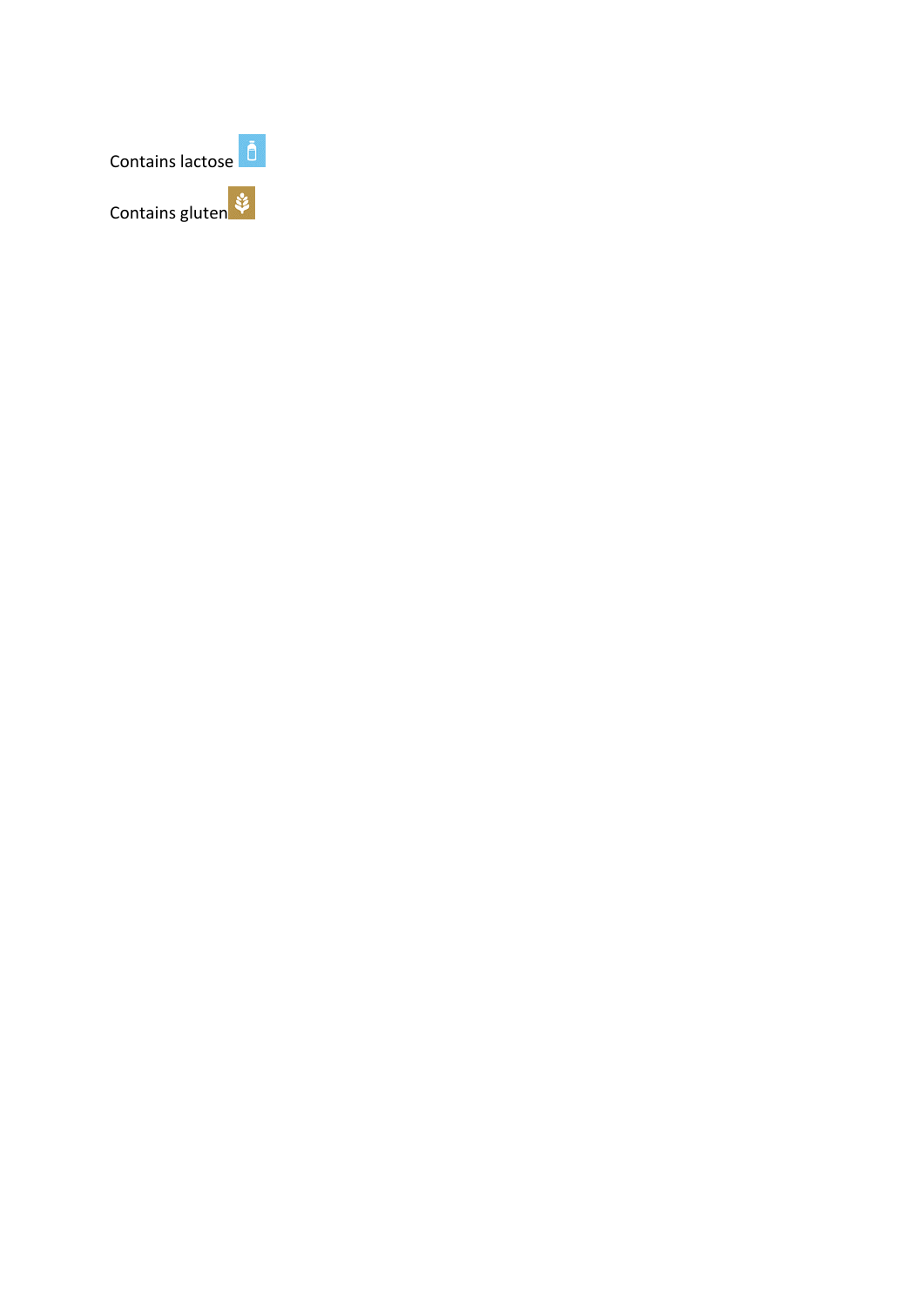Contains lactose

Contains gluten